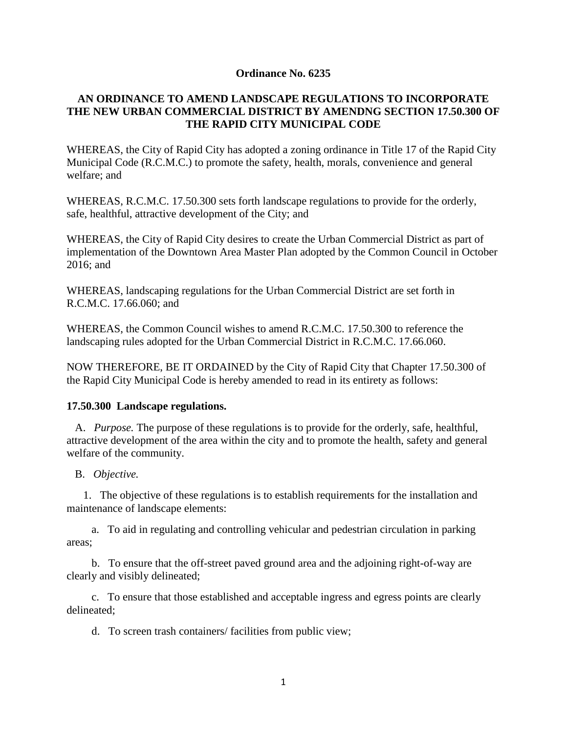**Ordinance No. 6235**

**AN ORDINANCE TO AMEND LANDSCAPE REGULATIONS TO INCORPORATE THE NEW URBAN COMMERCIAL DISTRICT BY AMENDNG SECTION 17.50.300 OF THE RAPID CITY MUNICIPAL CODE**

WHEREAS, the City of Rapid City has adopted a zoning ordinance in Title 17 of the Rapid City Municipal Code (R.C.M.C.) to promote the safety, health, morals, convenience and general welfare; and

WHEREAS, R.C.M.C. 17.50.300 sets forth landscape regulations to provide for the orderly, safe, healthful, attractive development of the City; and

WHEREAS, the City of Rapid City desires to create the Urban Commercial District as part of implementation of the Downtown Area Master Plan adopted by the Common Council in October 2016; and

WHEREAS, landscaping regulations for the Urban Commercial District are set forth in R.C.M.C. 17.66.060; and

WHEREAS, the Common Council wishes to amend R.C.M.C. 17.50.300 to reference the landscaping rules adopted for the Urban Commercial District in R.C.M.C. 17.66.060.

NOW THEREFORE, BE IT ORDAINED by the City of Rapid City that Chapter 17.50.300 of the Rapid City Municipal Code is hereby amended to read in its entirety as follows:

**17.50.300 Landscape regulations.**

A. *Purpose.* The purpose of these regulations is to provide for the orderly, safe, healthful, attractive development of the area within the city and to promote the health, safety and general welfare of the community.

B. *Objective.*

1. The objective of these regulations is to establish requirements for the installation and maintenance of landscape elements:

a. To aid in regulating and controlling vehicular and pedestrian circulation in parking areas;

b. To ensure that the off-street paved ground area and the adjoining right-of-way are clearly and visibly delineated;

c. To ensure that those established and acceptable ingress and egress points are clearly delineated;

d. To screen trash containers/ facilities from public view;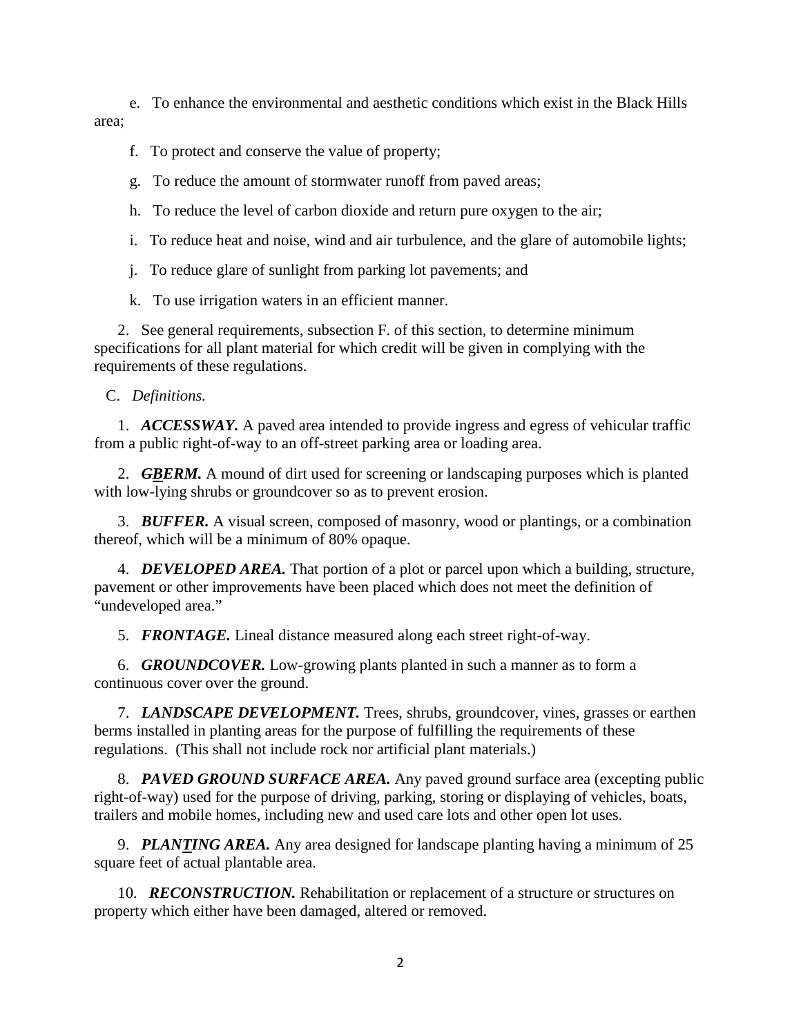e. To enhance the environmental and aesthetic conditions which exist in the Black Hills area;

f. To protect and conserve the value of property;

g. To reduce the amount of stormwater runoff from paved areas;

h. To reduce the level of carbon dioxide and return pure oxygen to the air;

i. To reduce heat and noise, wind and air turbulence, and the glare of automobile lights;

j. To reduce glare of sunlight from parking lot pavements; and

k. To use irrigation waters in an efficient manner.

2. See general requirements, subsection F. of this section, to determine minimum specifications for all plant material for which credit will be given in complying with the requirements of these regulations.

C. *Definitions.*

1. ***ACCESSWAY.*** A paved area intended to provide ingress and egress of vehicular traffic from a public right-of-way to an off-street parking area or loading area.

2. ***~~G~~BERM.*** A mound of dirt used for screening or landscaping purposes which is planted with low-lying shrubs or groundcover so as to prevent erosion.

3. ***BUFFER.*** A visual screen, composed of masonry, wood or plantings, or a combination thereof, which will be a minimum of 80% opaque.

4. ***DEVELOPED AREA.*** That portion of a plot or parcel upon which a building, structure, pavement or other improvements have been placed which does not meet the definition of "undeveloped area."

5. ***FRONTAGE.*** Lineal distance measured along each street right-of-way.

6. ***GROUNDCOVER.*** Low-growing plants planted in such a manner as to form a continuous cover over the ground.

7. ***LANDSCAPE DEVELOPMENT.*** Trees, shrubs, groundcover, vines, grasses or earthen berms installed in planting areas for the purpose of fulfilling the requirements of these regulations. (This shall not include rock nor artificial plant materials.)

8. ***PAVED GROUND SURFACE AREA.*** Any paved ground surface area (excepting public right-of-way) used for the purpose of driving, parking, storing or displaying of vehicles, boats, trailers and mobile homes, including new and used care lots and other open lot uses.

9. ***PLANTING AREA.*** Any area designed for landscape planting having a minimum of 25 square feet of actual plantable area.

10. ***RECONSTRUCTION.*** Rehabilitation or replacement of a structure or structures on property which either have been damaged, altered or removed.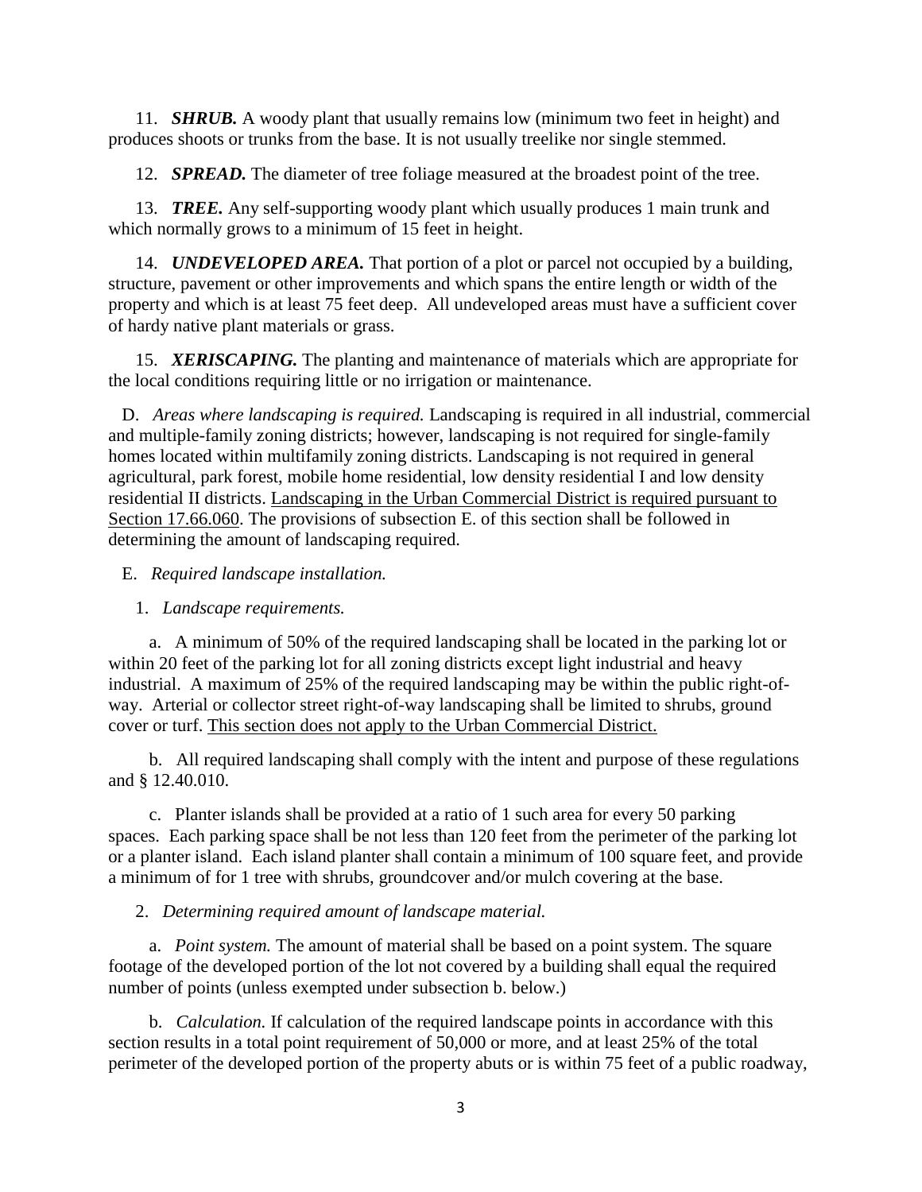11. ***SHRUB.*** A woody plant that usually remains low (minimum two feet in height) and produces shoots or trunks from the base. It is not usually treelike nor single stemmed.

12. ***SPREAD.*** The diameter of tree foliage measured at the broadest point of the tree.

13. ***TREE.*** Any self-supporting woody plant which usually produces 1 main trunk and which normally grows to a minimum of 15 feet in height.

14. ***UNDEVELOPED AREA.*** That portion of a plot or parcel not occupied by a building, structure, pavement or other improvements and which spans the entire length or width of the property and which is at least 75 feet deep. All undeveloped areas must have a sufficient cover of hardy native plant materials or grass.

15. ***XERISCAPING.*** The planting and maintenance of materials which are appropriate for the local conditions requiring little or no irrigation or maintenance.

D. *Areas where landscaping is required.* Landscaping is required in all industrial, commercial and multiple-family zoning districts; however, landscaping is not required for single-family homes located within multifamily zoning districts. Landscaping is not required in general agricultural, park forest, mobile home residential, low density residential I and low density residential II districts. <u>Landscaping in the Urban Commercial District is required pursuant to Section 17.66.060</u>. The provisions of subsection E. of this section shall be followed in determining the amount of landscaping required.

E. *Required landscape installation.*

1. *Landscape requirements.*

a. A minimum of 50% of the required landscaping shall be located in the parking lot or within 20 feet of the parking lot for all zoning districts except light industrial and heavy industrial. A maximum of 25% of the required landscaping may be within the public right-of-way. Arterial or collector street right-of-way landscaping shall be limited to shrubs, ground cover or turf. <u>This section does not apply to the Urban Commercial District.</u>

b. All required landscaping shall comply with the intent and purpose of these regulations and § 12.40.010.

c. Planter islands shall be provided at a ratio of 1 such area for every 50 parking spaces. Each parking space shall be not less than 120 feet from the perimeter of the parking lot or a planter island. Each island planter shall contain a minimum of 100 square feet, and provide a minimum of for 1 tree with shrubs, groundcover and/or mulch covering at the base.

2. *Determining required amount of landscape material.*

a. *Point system.* The amount of material shall be based on a point system. The square footage of the developed portion of the lot not covered by a building shall equal the required number of points (unless exempted under subsection b. below.)

b. *Calculation.* If calculation of the required landscape points in accordance with this section results in a total point requirement of 50,000 or more, and at least 25% of the total perimeter of the developed portion of the property abuts or is within 75 feet of a public roadway,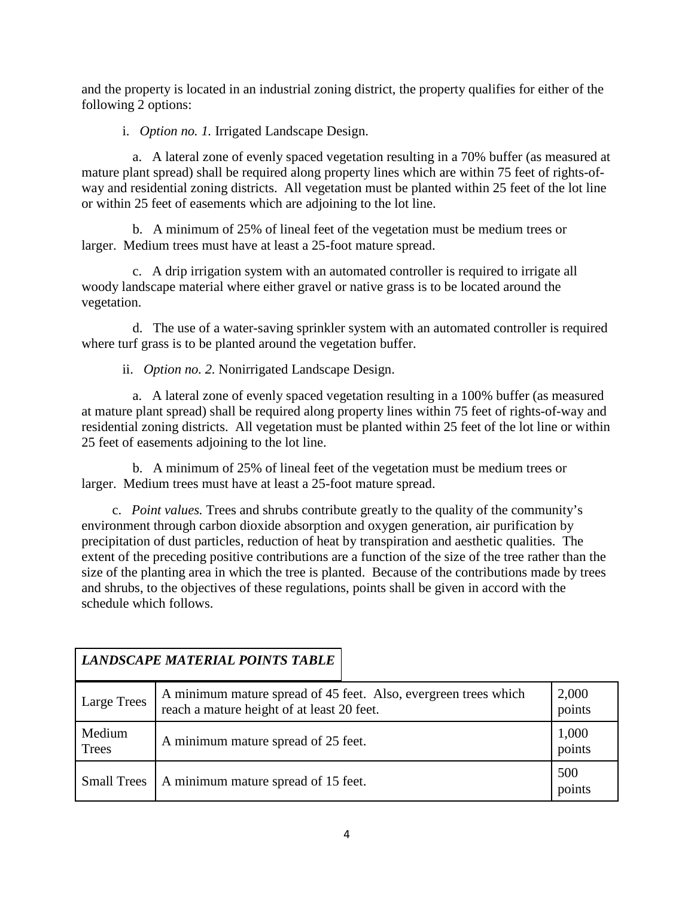and the property is located in an industrial zoning district, the property qualifies for either of the following 2 options:

i. *Option no. 1.* Irrigated Landscape Design.

a. A lateral zone of evenly spaced vegetation resulting in a 70% buffer (as measured at mature plant spread) shall be required along property lines which are within 75 feet of rights-of-way and residential zoning districts. All vegetation must be planted within 25 feet of the lot line or within 25 feet of easements which are adjoining to the lot line.

b. A minimum of 25% of lineal feet of the vegetation must be medium trees or larger. Medium trees must have at least a 25-foot mature spread.

c. A drip irrigation system with an automated controller is required to irrigate all woody landscape material where either gravel or native grass is to be located around the vegetation.

d. The use of a water-saving sprinkler system with an automated controller is required where turf grass is to be planted around the vegetation buffer.

ii. *Option no. 2.* Nonirrigated Landscape Design.

a. A lateral zone of evenly spaced vegetation resulting in a 100% buffer (as measured at mature plant spread) shall be required along property lines within 75 feet of rights-of-way and residential zoning districts. All vegetation must be planted within 25 feet of the lot line or within 25 feet of easements adjoining to the lot line.

b. A minimum of 25% of lineal feet of the vegetation must be medium trees or larger. Medium trees must have at least a 25-foot mature spread.

c. *Point values.* Trees and shrubs contribute greatly to the quality of the community's environment through carbon dioxide absorption and oxygen generation, air purification by precipitation of dust particles, reduction of heat by transpiration and aesthetic qualities. The extent of the preceding positive contributions are a function of the size of the tree rather than the size of the planting area in which the tree is planted. Because of the contributions made by trees and shrubs, to the objectives of these regulations, points shall be given in accord with the schedule which follows.

***LANDSCAPE MATERIAL POINTS TABLE***

| | | |
|---|---|---|
| Large Trees | A minimum mature spread of 45 feet. Also, evergreen trees which reach a mature height of at least 20 feet. | 2,000 points |
| Medium Trees | A minimum mature spread of 25 feet. | 1,000 points |
| Small Trees | A minimum mature spread of 15 feet. | 500 points |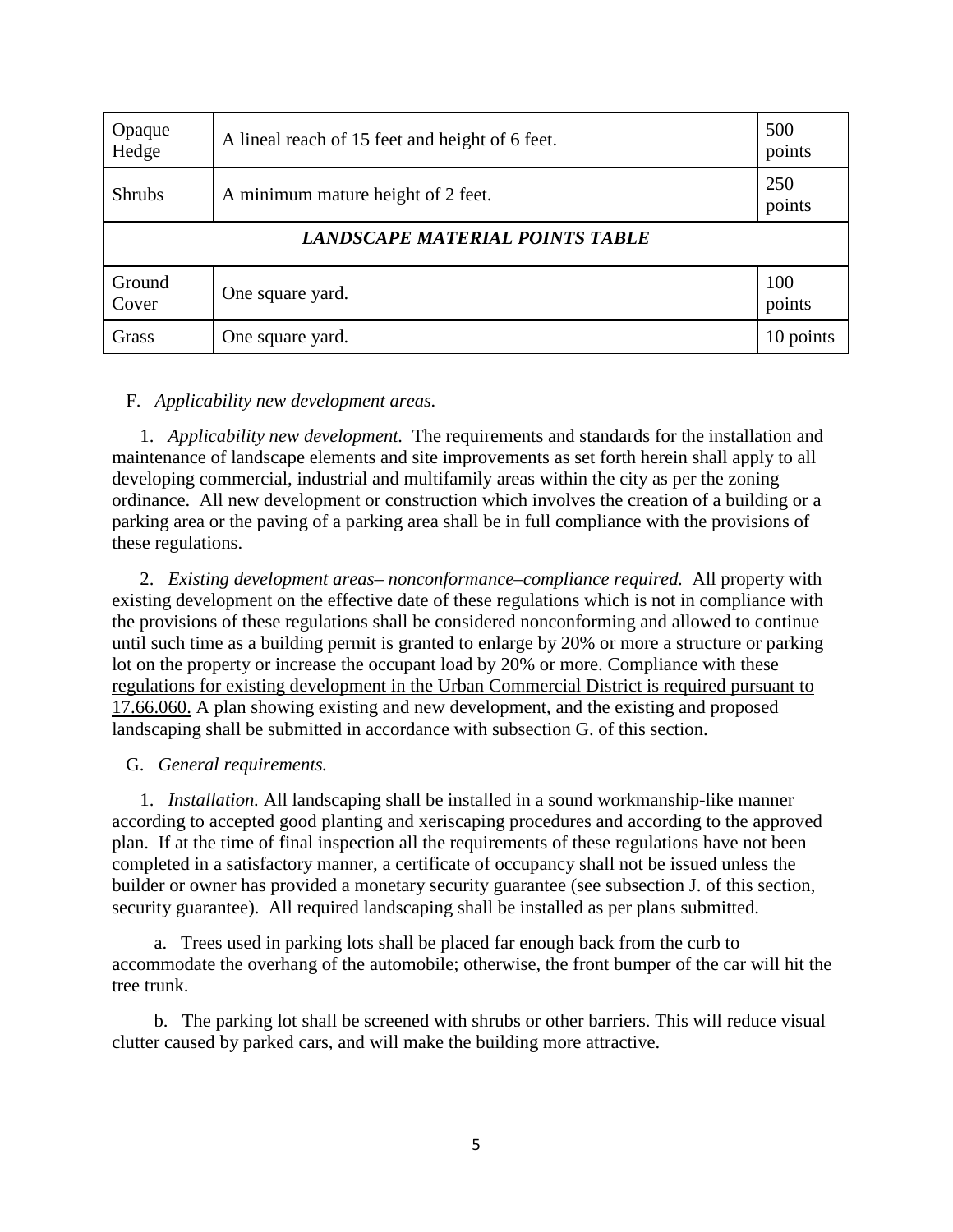| | | |
|---|---|---|
| Opaque Hedge | A lineal reach of 15 feet and height of 6 feet. | 500 points |
| Shrubs | A minimum mature height of 2 feet. | 250 points |
| *LANDSCAPE MATERIAL POINTS TABLE* | | |
| Ground Cover | One square yard. | 100 points |
| Grass | One square yard. | 10 points |

F. *Applicability new development areas.*

1. *Applicability new development.* The requirements and standards for the installation and maintenance of landscape elements and site improvements as set forth herein shall apply to all developing commercial, industrial and multifamily areas within the city as per the zoning ordinance. All new development or construction which involves the creation of a building or a parking area or the paving of a parking area shall be in full compliance with the provisions of these regulations.

2. *Existing development areas– nonconformance–compliance required.* All property with existing development on the effective date of these regulations which is not in compliance with the provisions of these regulations shall be considered nonconforming and allowed to continue until such time as a building permit is granted to enlarge by 20% or more a structure or parking lot on the property or increase the occupant load by 20% or more. <u>Compliance with these regulations for existing development in the Urban Commercial District is required pursuant to 17.66.060.</u> A plan showing existing and new development, and the existing and proposed landscaping shall be submitted in accordance with subsection G. of this section.

G. *General requirements.*

1. *Installation.* All landscaping shall be installed in a sound workmanship-like manner according to accepted good planting and xeriscaping procedures and according to the approved plan. If at the time of final inspection all the requirements of these regulations have not been completed in a satisfactory manner, a certificate of occupancy shall not be issued unless the builder or owner has provided a monetary security guarantee (see subsection J. of this section, security guarantee). All required landscaping shall be installed as per plans submitted.

a. Trees used in parking lots shall be placed far enough back from the curb to accommodate the overhang of the automobile; otherwise, the front bumper of the car will hit the tree trunk.

b. The parking lot shall be screened with shrubs or other barriers. This will reduce visual clutter caused by parked cars, and will make the building more attractive.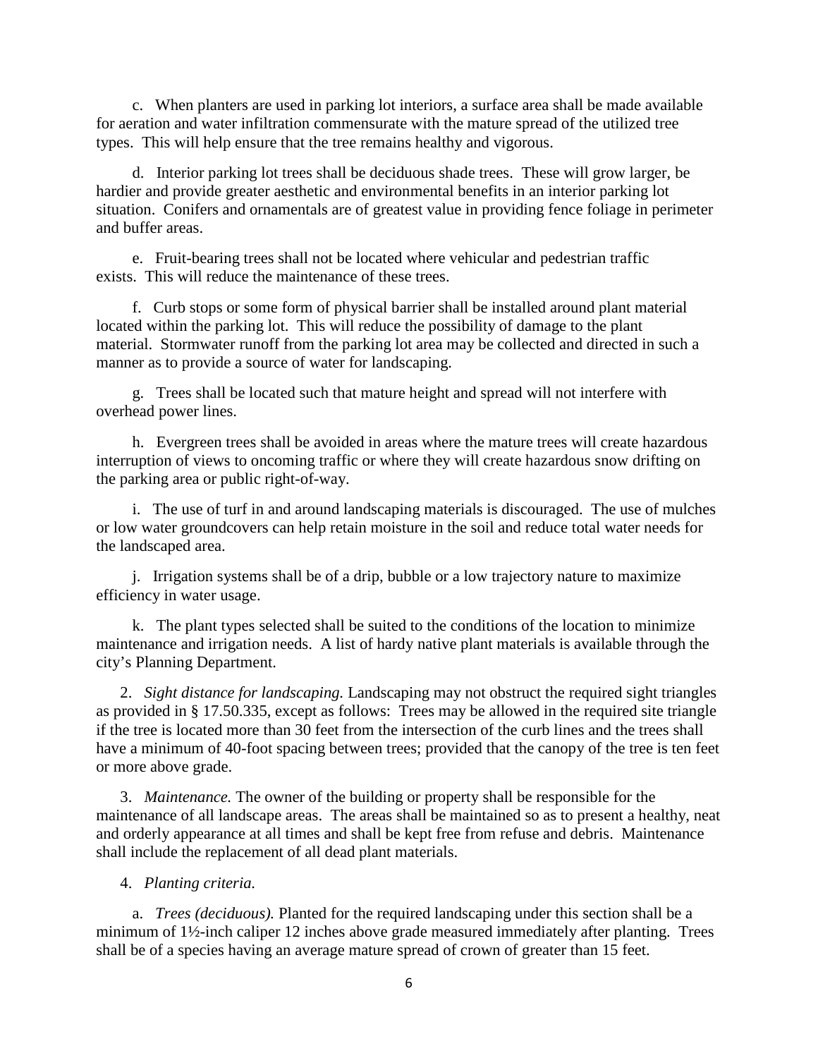c. When planters are used in parking lot interiors, a surface area shall be made available for aeration and water infiltration commensurate with the mature spread of the utilized tree types. This will help ensure that the tree remains healthy and vigorous.

d. Interior parking lot trees shall be deciduous shade trees. These will grow larger, be hardier and provide greater aesthetic and environmental benefits in an interior parking lot situation. Conifers and ornamentals are of greatest value in providing fence foliage in perimeter and buffer areas.

e. Fruit-bearing trees shall not be located where vehicular and pedestrian traffic exists. This will reduce the maintenance of these trees.

f. Curb stops or some form of physical barrier shall be installed around plant material located within the parking lot. This will reduce the possibility of damage to the plant material. Stormwater runoff from the parking lot area may be collected and directed in such a manner as to provide a source of water for landscaping.

g. Trees shall be located such that mature height and spread will not interfere with overhead power lines.

h. Evergreen trees shall be avoided in areas where the mature trees will create hazardous interruption of views to oncoming traffic or where they will create hazardous snow drifting on the parking area or public right-of-way.

i. The use of turf in and around landscaping materials is discouraged. The use of mulches or low water groundcovers can help retain moisture in the soil and reduce total water needs for the landscaped area.

j. Irrigation systems shall be of a drip, bubble or a low trajectory nature to maximize efficiency in water usage.

k. The plant types selected shall be suited to the conditions of the location to minimize maintenance and irrigation needs. A list of hardy native plant materials is available through the city's Planning Department.

2. *Sight distance for landscaping.* Landscaping may not obstruct the required sight triangles as provided in § 17.50.335, except as follows: Trees may be allowed in the required site triangle if the tree is located more than 30 feet from the intersection of the curb lines and the trees shall have a minimum of 40-foot spacing between trees; provided that the canopy of the tree is ten feet or more above grade.

3. *Maintenance.* The owner of the building or property shall be responsible for the maintenance of all landscape areas. The areas shall be maintained so as to present a healthy, neat and orderly appearance at all times and shall be kept free from refuse and debris. Maintenance shall include the replacement of all dead plant materials.

4. *Planting criteria.*

a. *Trees (deciduous).* Planted for the required landscaping under this section shall be a minimum of 1½-inch caliper 12 inches above grade measured immediately after planting. Trees shall be of a species having an average mature spread of crown of greater than 15 feet.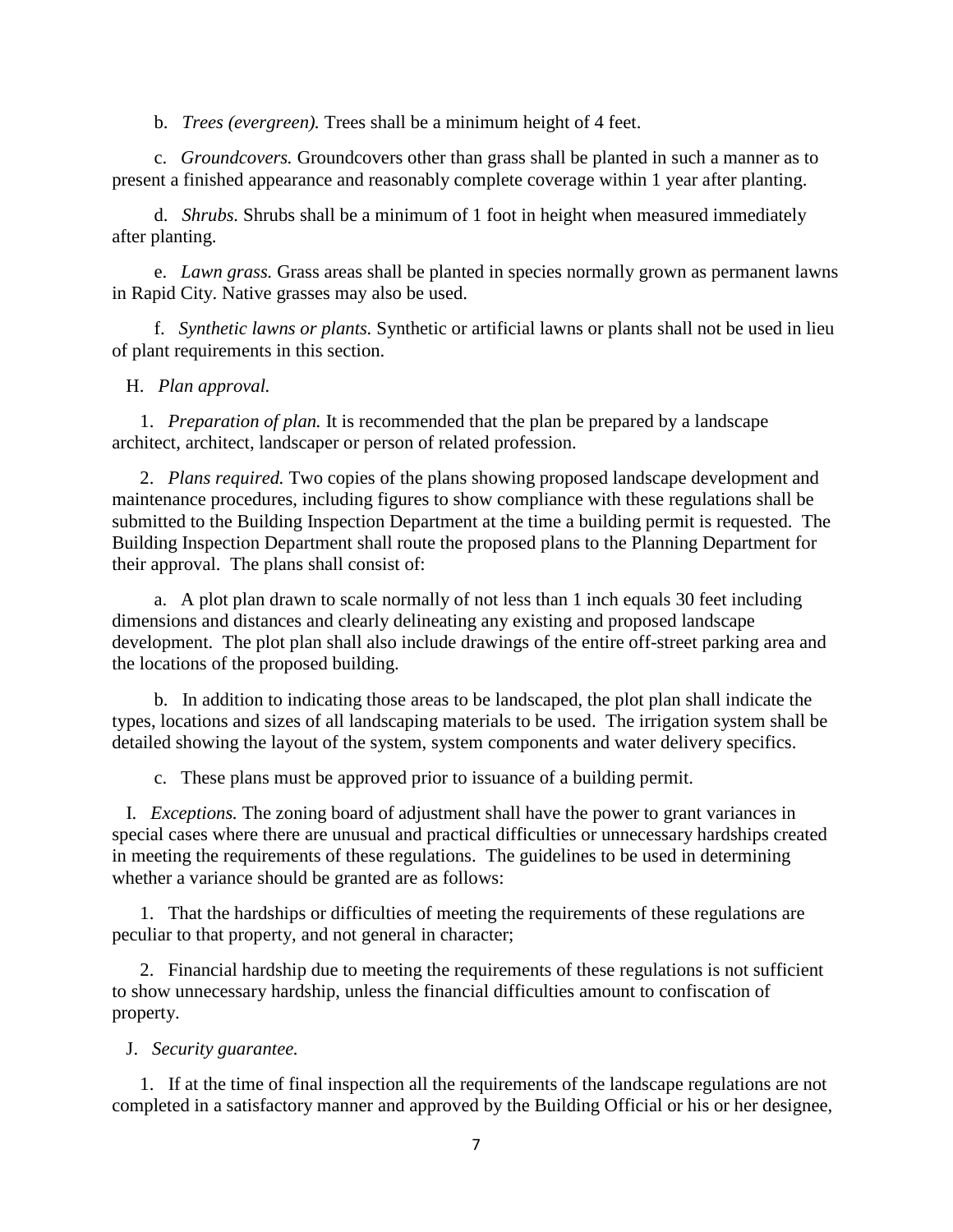b. *Trees (evergreen).* Trees shall be a minimum height of 4 feet.

c. *Groundcovers.* Groundcovers other than grass shall be planted in such a manner as to present a finished appearance and reasonably complete coverage within 1 year after planting.

d. *Shrubs.* Shrubs shall be a minimum of 1 foot in height when measured immediately after planting.

e. *Lawn grass.* Grass areas shall be planted in species normally grown as permanent lawns in Rapid City. Native grasses may also be used.

f. *Synthetic lawns or plants.* Synthetic or artificial lawns or plants shall not be used in lieu of plant requirements in this section.

H. *Plan approval.*

1. *Preparation of plan.* It is recommended that the plan be prepared by a landscape architect, architect, landscaper or person of related profession.

2. *Plans required.* Two copies of the plans showing proposed landscape development and maintenance procedures, including figures to show compliance with these regulations shall be submitted to the Building Inspection Department at the time a building permit is requested. The Building Inspection Department shall route the proposed plans to the Planning Department for their approval. The plans shall consist of:

a. A plot plan drawn to scale normally of not less than 1 inch equals 30 feet including dimensions and distances and clearly delineating any existing and proposed landscape development. The plot plan shall also include drawings of the entire off-street parking area and the locations of the proposed building.

b. In addition to indicating those areas to be landscaped, the plot plan shall indicate the types, locations and sizes of all landscaping materials to be used. The irrigation system shall be detailed showing the layout of the system, system components and water delivery specifics.

c. These plans must be approved prior to issuance of a building permit.

I. *Exceptions.* The zoning board of adjustment shall have the power to grant variances in special cases where there are unusual and practical difficulties or unnecessary hardships created in meeting the requirements of these regulations. The guidelines to be used in determining whether a variance should be granted are as follows:

1. That the hardships or difficulties of meeting the requirements of these regulations are peculiar to that property, and not general in character;

2. Financial hardship due to meeting the requirements of these regulations is not sufficient to show unnecessary hardship, unless the financial difficulties amount to confiscation of property.

J. *Security guarantee.*

1. If at the time of final inspection all the requirements of the landscape regulations are not completed in a satisfactory manner and approved by the Building Official or his or her designee,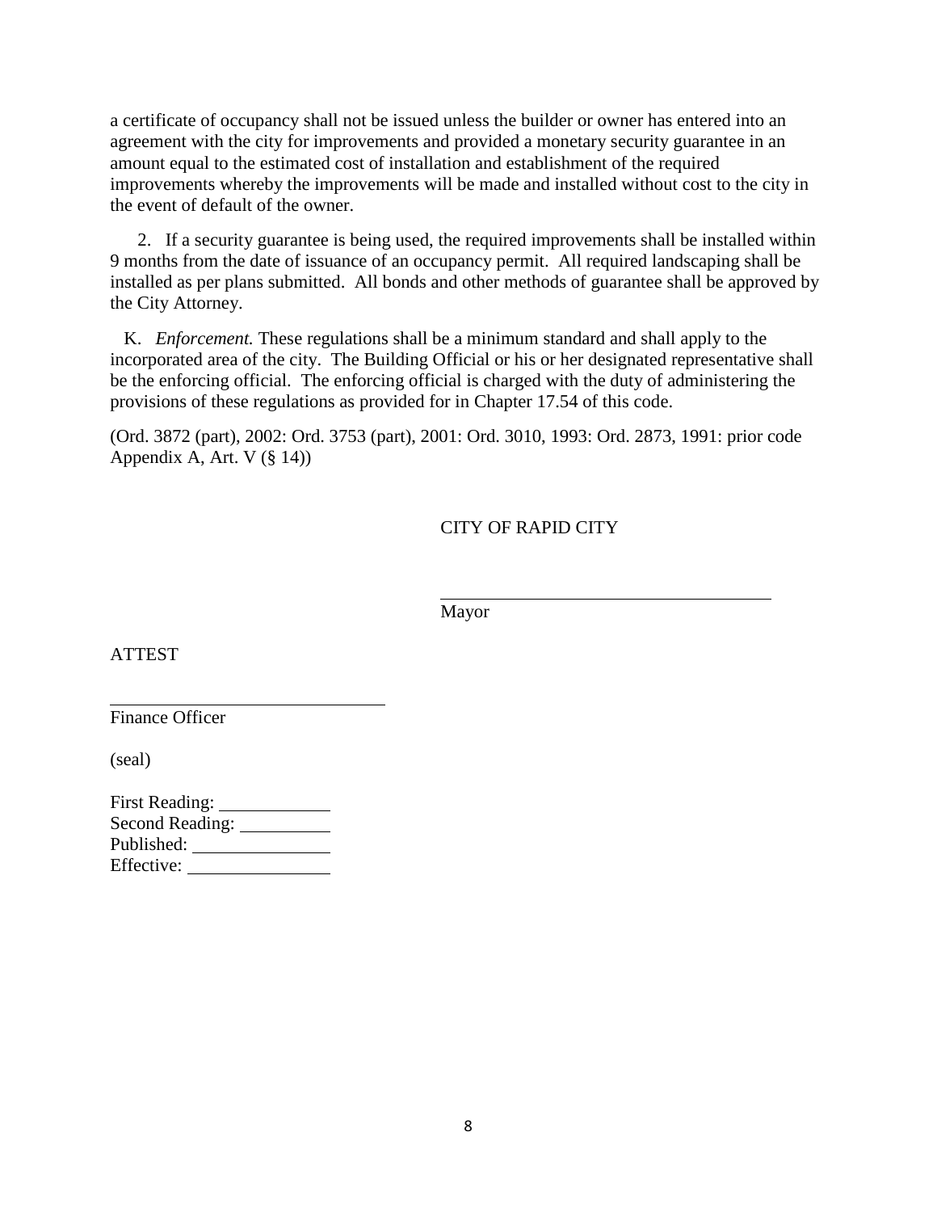a certificate of occupancy shall not be issued unless the builder or owner has entered into an agreement with the city for improvements and provided a monetary security guarantee in an amount equal to the estimated cost of installation and establishment of the required improvements whereby the improvements will be made and installed without cost to the city in the event of default of the owner.

2. If a security guarantee is being used, the required improvements shall be installed within 9 months from the date of issuance of an occupancy permit. All required landscaping shall be installed as per plans submitted. All bonds and other methods of guarantee shall be approved by the City Attorney.

K. *Enforcement.* These regulations shall be a minimum standard and shall apply to the incorporated area of the city. The Building Official or his or her designated representative shall be the enforcing official. The enforcing official is charged with the duty of administering the provisions of these regulations as provided for in Chapter 17.54 of this code.

(Ord. 3872 (part), 2002: Ord. 3753 (part), 2001: Ord. 3010, 1993: Ord. 2873, 1991: prior code Appendix A, Art. V (§ 14))

CITY OF RAPID CITY

\_\_\_\_\_\_\_\_\_\_\_\_\_\_\_\_\_\_\_\_\_\_\_\_\_\_\_\_\_\_\_\_\_\_\_\_
Mayor

ATTEST

\_\_\_\_\_\_\_\_\_\_\_\_\_\_\_\_\_\_\_\_\_\_\_\_\_\_\_\_\_\_
Finance Officer

(seal)

First Reading: \_\_\_\_\_\_\_\_\_\_\_\_
Second Reading: \_\_\_\_\_\_\_\_\_\_
Published: \_\_\_\_\_\_\_\_\_\_\_\_\_\_\_
Effective: \_\_\_\_\_\_\_\_\_\_\_\_\_\_\_